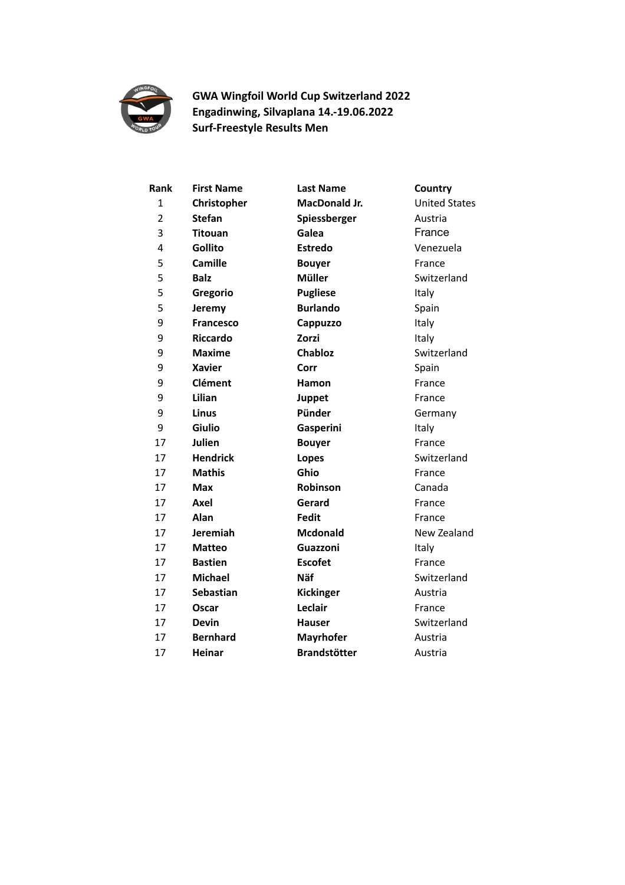**GWA Wingfoil World Cup Switzerland 2022**
**Engadinwing, Silvaplana 14.-19.06.2022**
**Surf-Freestyle Results Men**

| Rank | First Name | Last Name | Country |
|---|---|---|---|
| 1 | **Christopher** | **MacDonald Jr.** | United States |
| 2 | **Stefan** | **Spiessberger** | Austria |
| 3 | **Titouan** | **Galea** | France |
| 4 | **Gollito** | **Estredo** | Venezuela |
| 5 | **Camille** | **Bouyer** | France |
| 5 | **Balz** | **Müller** | Switzerland |
| 5 | **Gregorio** | **Pugliese** | Italy |
| 5 | **Jeremy** | **Burlando** | Spain |
| 9 | **Francesco** | **Cappuzzo** | Italy |
| 9 | **Riccardo** | **Zorzi** | Italy |
| 9 | **Maxime** | **Chabloz** | Switzerland |
| 9 | **Xavier** | **Corr** | Spain |
| 9 | **Clément** | **Hamon** | France |
| 9 | **Lilian** | **Juppet** | France |
| 9 | **Linus** | **Pünder** | Germany |
| 9 | **Giulio** | **Gasperini** | Italy |
| 17 | **Julien** | **Bouyer** | France |
| 17 | **Hendrick** | **Lopes** | Switzerland |
| 17 | **Mathis** | **Ghio** | France |
| 17 | **Max** | **Robinson** | Canada |
| 17 | **Axel** | **Gerard** | France |
| 17 | **Alan** | **Fedit** | France |
| 17 | **Jeremiah** | **Mcdonald** | New Zealand |
| 17 | **Matteo** | **Guazzoni** | Italy |
| 17 | **Bastien** | **Escofet** | France |
| 17 | **Michael** | **Näf** | Switzerland |
| 17 | **Sebastian** | **Kickinger** | Austria |
| 17 | **Oscar** | **Leclair** | France |
| 17 | **Devin** | **Hauser** | Switzerland |
| 17 | **Bernhard** | **Mayrhofer** | Austria |
| 17 | **Heinar** | **Brandstötter** | Austria |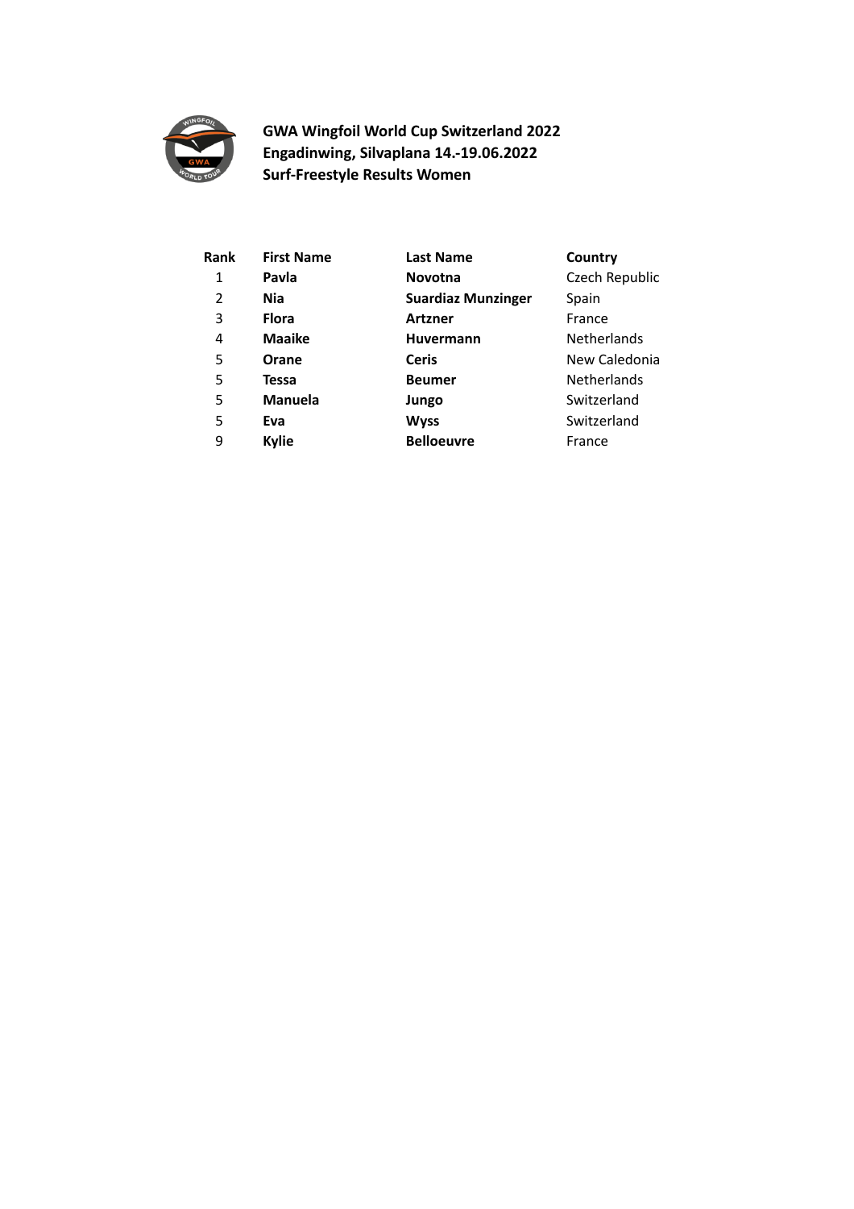**GWA Wingfoil World Cup Switzerland 2022**
**Engadinwing, Silvaplana 14.-19.06.2022**
**Surf-Freestyle Results Women**

| Rank | First Name | Last Name | Country |
|---|---|---|---|
| 1 | **Pavla** | **Novotna** | Czech Republic |
| 2 | **Nia** | **Suardiaz Munzinger** | Spain |
| 3 | **Flora** | **Artzner** | France |
| 4 | **Maaike** | **Huvermann** | Netherlands |
| 5 | **Orane** | **Ceris** | New Caledonia |
| 5 | **Tessa** | **Beumer** | Netherlands |
| 5 | **Manuela** | **Jungo** | Switzerland |
| 5 | **Eva** | **Wyss** | Switzerland |
| 9 | **Kylie** | **Belloeuvre** | France |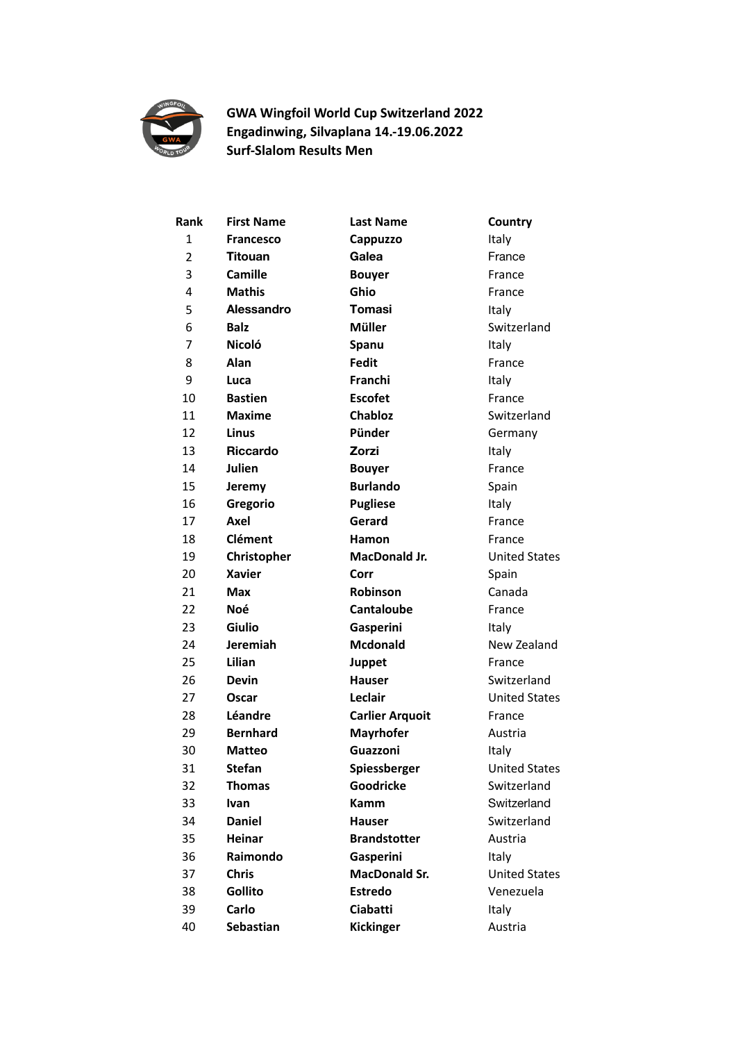**GWA Wingfoil World Cup Switzerland 2022**
**Engadinwing, Silvaplana 14.-19.06.2022**
**Surf-Slalom Results Men**

| Rank | First Name | Last Name | Country |
|---|---|---|---|
| 1 | **Francesco** | **Cappuzzo** | Italy |
| 2 | **Titouan** | **Galea** | France |
| 3 | **Camille** | **Bouyer** | France |
| 4 | **Mathis** | **Ghio** | France |
| 5 | **Alessandro** | **Tomasi** | Italy |
| 6 | **Balz** | **Müller** | Switzerland |
| 7 | **Nicoló** | **Spanu** | Italy |
| 8 | **Alan** | **Fedit** | France |
| 9 | **Luca** | **Franchi** | Italy |
| 10 | **Bastien** | **Escofet** | France |
| 11 | **Maxime** | **Chabloz** | Switzerland |
| 12 | **Linus** | **Pünder** | Germany |
| 13 | **Riccardo** | **Zorzi** | Italy |
| 14 | **Julien** | **Bouyer** | France |
| 15 | **Jeremy** | **Burlando** | Spain |
| 16 | **Gregorio** | **Pugliese** | Italy |
| 17 | **Axel** | **Gerard** | France |
| 18 | **Clément** | **Hamon** | France |
| 19 | **Christopher** | **MacDonald Jr.** | United States |
| 20 | **Xavier** | **Corr** | Spain |
| 21 | **Max** | **Robinson** | Canada |
| 22 | **Noé** | **Cantaloube** | France |
| 23 | **Giulio** | **Gasperini** | Italy |
| 24 | **Jeremiah** | **Mcdonald** | New Zealand |
| 25 | **Lilian** | **Juppet** | France |
| 26 | **Devin** | **Hauser** | Switzerland |
| 27 | **Oscar** | **Leclair** | United States |
| 28 | **Léandre** | **Carlier Arquoit** | France |
| 29 | **Bernhard** | **Mayrhofer** | Austria |
| 30 | **Matteo** | **Guazzoni** | Italy |
| 31 | **Stefan** | **Spiessberger** | United States |
| 32 | **Thomas** | **Goodricke** | Switzerland |
| 33 | **Ivan** | **Kamm** | Switzerland |
| 34 | **Daniel** | **Hauser** | Switzerland |
| 35 | **Heinar** | **Brandstotter** | Austria |
| 36 | **Raimondo** | **Gasperini** | Italy |
| 37 | **Chris** | **MacDonald Sr.** | United States |
| 38 | **Gollito** | **Estredo** | Venezuela |
| 39 | **Carlo** | **Ciabatti** | Italy |
| 40 | **Sebastian** | **Kickinger** | Austria |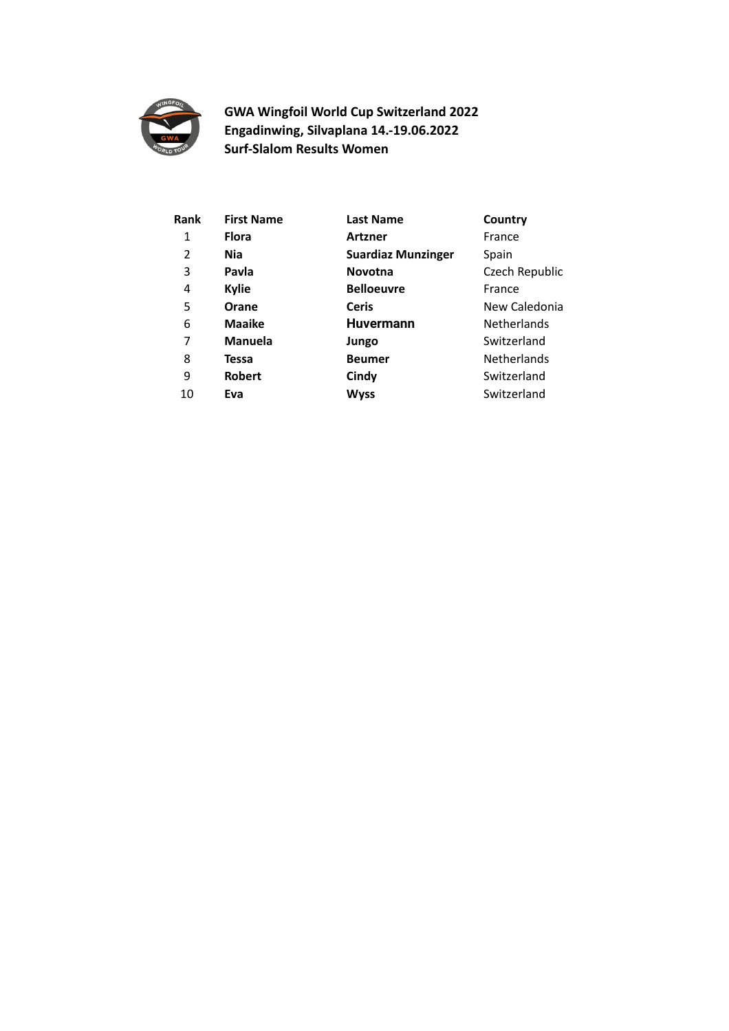**GWA Wingfoil World Cup Switzerland 2022**
**Engadinwing, Silvaplana 14.-19.06.2022**
**Surf-Slalom Results Women**

| Rank | First Name | Last Name | Country |
|---|---|---|---|
| 1 | **Flora** | **Artzner** | France |
| 2 | **Nia** | **Suardiaz Munzinger** | Spain |
| 3 | **Pavla** | **Novotna** | Czech Republic |
| 4 | **Kylie** | **Belloeuvre** | France |
| 5 | **Orane** | **Ceris** | New Caledonia |
| 6 | **Maaike** | **Huvermann** | Netherlands |
| 7 | **Manuela** | **Jungo** | Switzerland |
| 8 | **Tessa** | **Beumer** | Netherlands |
| 9 | **Robert** | **Cindy** | Switzerland |
| 10 | **Eva** | **Wyss** | Switzerland |